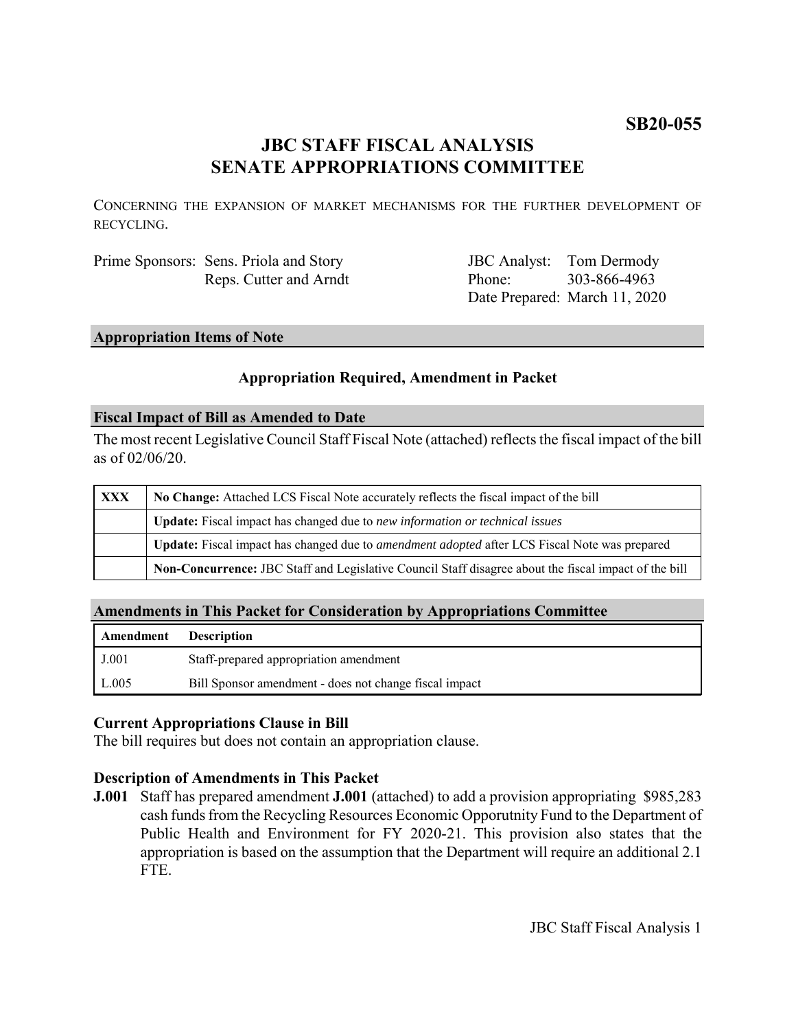**SB20-055**

# JBC STAFF FISCAL ANALYSIS
# SENATE APPROPRIATIONS COMMITTEE

CONCERNING THE EXPANSION OF MARKET MECHANISMS FOR THE FURTHER DEVELOPMENT OF RECYCLING.

| | | | |
|---|---|---|---|
| Prime Sponsors: | Sens. Priola and Story | JBC Analyst: | Tom Dermody |
| | Reps. Cutter and Arndt | Phone: | 303-866-4963 |
| | | Date Prepared: | March 11, 2020 |

## Appropriation Items of Note

**Appropriation Required, Amendment in Packet**

## Fiscal Impact of Bill as Amended to Date

The most recent Legislative Council Staff Fiscal Note (attached) reflects the fiscal impact of the bill as of 02/06/20.

| | |
|---|---|
| **XXX** | **No Change:** Attached LCS Fiscal Note accurately reflects the fiscal impact of the bill |
| | **Update:** Fiscal impact has changed due to *new information or technical issues* |
| | **Update:** Fiscal impact has changed due to *amendment adopted* after LCS Fiscal Note was prepared |
| | **Non-Concurrence:** JBC Staff and Legislative Council Staff disagree about the fiscal impact of the bill |

## Amendments in This Packet for Consideration by Appropriations Committee

| Amendment | Description |
|---|---|
| J.001 | Staff-prepared appropriation amendment |
| L.005 | Bill Sponsor amendment - does not change fiscal impact |

### Current Appropriations Clause in Bill

The bill requires but does not contain an appropriation clause.

### Description of Amendments in This Packet

**J.001** Staff has prepared amendment **J.001** (attached) to add a provision appropriating $985,283 cash funds from the Recycling Resources Economic Opporutnity Fund to the Department of Public Health and Environment for FY 2020-21. This provision also states that the appropriation is based on the assumption that the Department will require an additional 2.1 FTE.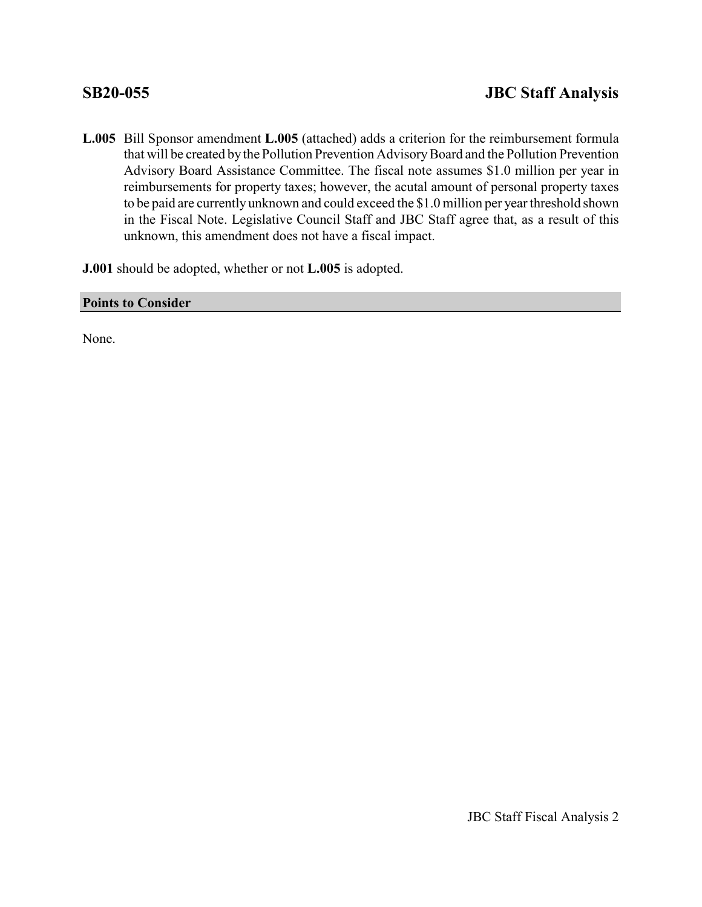**L.005** Bill Sponsor amendment **L.005** (attached) adds a criterion for the reimbursement formula that will be created by the Pollution Prevention Advisory Board and the Pollution Prevention Advisory Board Assistance Committee. The fiscal note assumes $1.0 million per year in reimbursements for property taxes; however, the acutal amount of personal property taxes to be paid are currently unknown and could exceed the $1.0 million per year threshold shown in the Fiscal Note. Legislative Council Staff and JBC Staff agree that, as a result of this unknown, this amendment does not have a fiscal impact.

**J.001** should be adopted, whether or not **L.005** is adopted.

## Points to Consider

None.